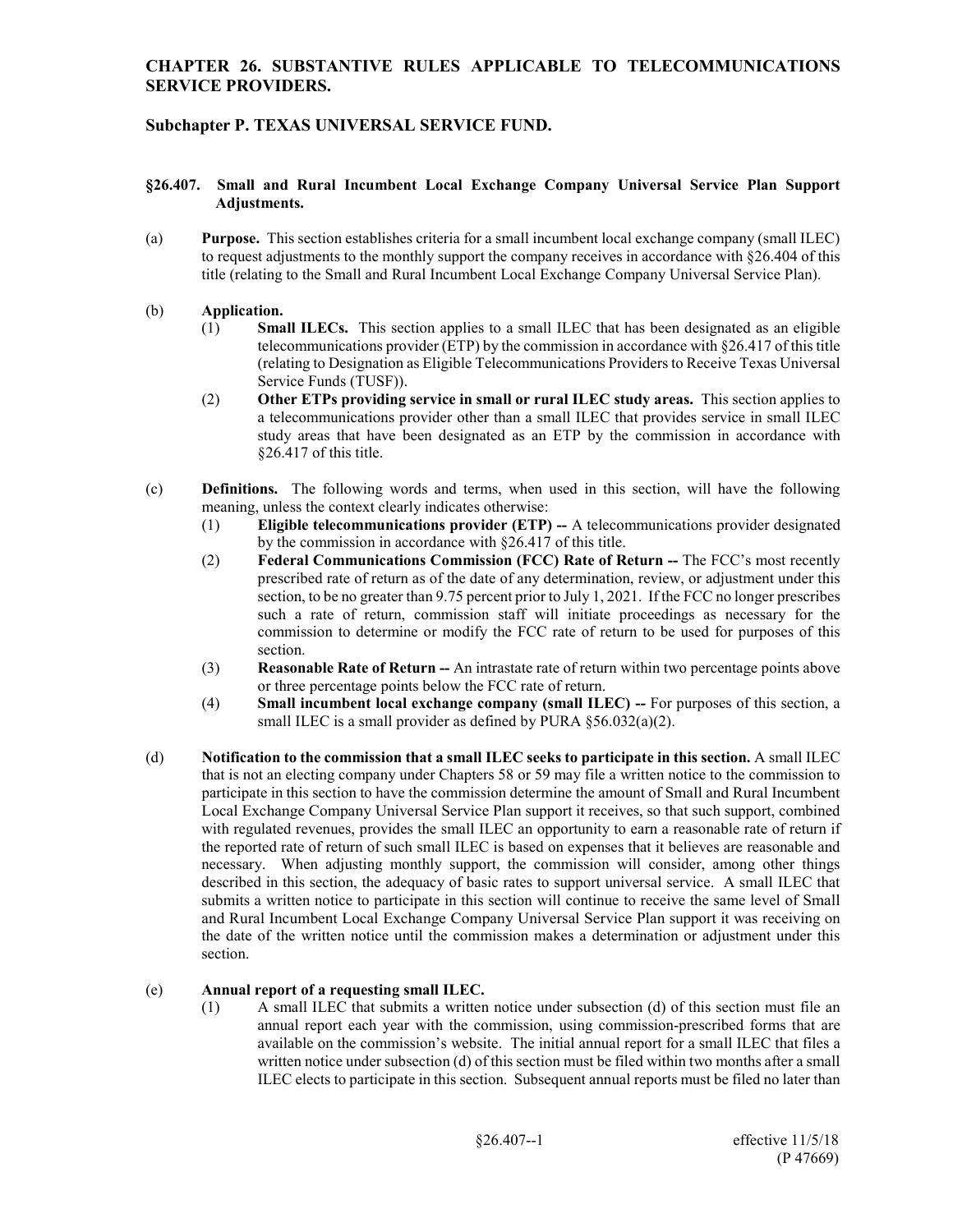# CHAPTER 26. SUBSTANTIVE RULES APPLICABLE TO TELECOMMUNICATIONS SERVICE PROVIDERS.

## Subchapter P. TEXAS UNIVERSAL SERVICE FUND.

### §26.407. Small and Rural Incumbent Local Exchange Company Universal Service Plan Support Adjustments.

(a) **Purpose.** This section establishes criteria for a small incumbent local exchange company (small ILEC) to request adjustments to the monthly support the company receives in accordance with §26.404 of this title (relating to the Small and Rural Incumbent Local Exchange Company Universal Service Plan).

(b) **Application.**

(1) **Small ILECs.** This section applies to a small ILEC that has been designated as an eligible telecommunications provider (ETP) by the commission in accordance with §26.417 of this title (relating to Designation as Eligible Telecommunications Providers to Receive Texas Universal Service Funds (TUSF)).

(2) **Other ETPs providing service in small or rural ILEC study areas.** This section applies to a telecommunications provider other than a small ILEC that provides service in small ILEC study areas that have been designated as an ETP by the commission in accordance with §26.417 of this title.

(c) **Definitions.** The following words and terms, when used in this section, will have the following meaning, unless the context clearly indicates otherwise:

(1) **Eligible telecommunications provider (ETP) --** A telecommunications provider designated by the commission in accordance with §26.417 of this title.

(2) **Federal Communications Commission (FCC) Rate of Return --** The FCC's most recently prescribed rate of return as of the date of any determination, review, or adjustment under this section, to be no greater than 9.75 percent prior to July 1, 2021. If the FCC no longer prescribes such a rate of return, commission staff will initiate proceedings as necessary for the commission to determine or modify the FCC rate of return to be used for purposes of this section.

(3) **Reasonable Rate of Return --** An intrastate rate of return within two percentage points above or three percentage points below the FCC rate of return.

(4) **Small incumbent local exchange company (small ILEC) --** For purposes of this section, a small ILEC is a small provider as defined by PURA §56.032(a)(2).

(d) **Notification to the commission that a small ILEC seeks to participate in this section.** A small ILEC that is not an electing company under Chapters 58 or 59 may file a written notice to the commission to participate in this section to have the commission determine the amount of Small and Rural Incumbent Local Exchange Company Universal Service Plan support it receives, so that such support, combined with regulated revenues, provides the small ILEC an opportunity to earn a reasonable rate of return if the reported rate of return of such small ILEC is based on expenses that it believes are reasonable and necessary. When adjusting monthly support, the commission will consider, among other things described in this section, the adequacy of basic rates to support universal service. A small ILEC that submits a written notice to participate in this section will continue to receive the same level of Small and Rural Incumbent Local Exchange Company Universal Service Plan support it was receiving on the date of the written notice until the commission makes a determination or adjustment under this section.

(e) **Annual report of a requesting small ILEC.**

(1) A small ILEC that submits a written notice under subsection (d) of this section must file an annual report each year with the commission, using commission-prescribed forms that are available on the commission's website. The initial annual report for a small ILEC that files a written notice under subsection (d) of this section must be filed within two months after a small ILEC elects to participate in this section. Subsequent annual reports must be filed no later than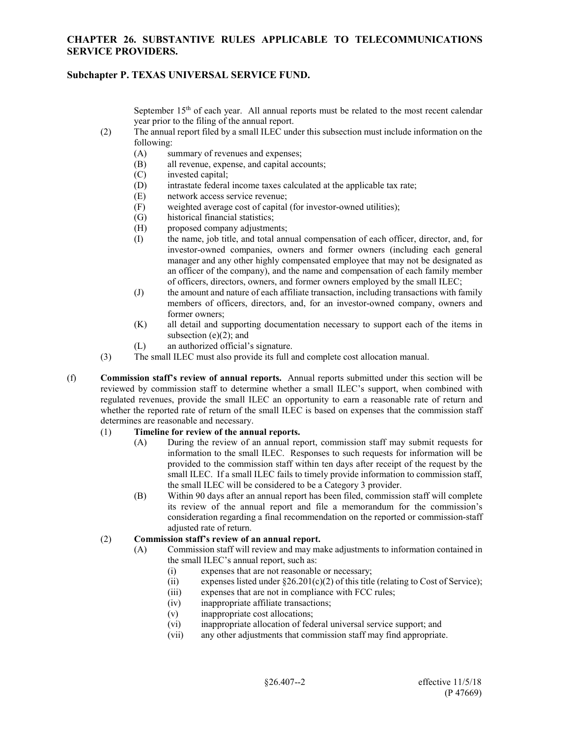September 15th of each year. All annual reports must be related to the most recent calendar year prior to the filing of the annual report.

(2) The annual report filed by a small ILEC under this subsection must include information on the following:

(A) summary of revenues and expenses;

(B) all revenue, expense, and capital accounts;

(C) invested capital;

(D) intrastate federal income taxes calculated at the applicable tax rate;

(E) network access service revenue;

(F) weighted average cost of capital (for investor-owned utilities);

(G) historical financial statistics;

(H) proposed company adjustments;

(I) the name, job title, and total annual compensation of each officer, director, and, for investor-owned companies, owners and former owners (including each general manager and any other highly compensated employee that may not be designated as an officer of the company), and the name and compensation of each family member of officers, directors, owners, and former owners employed by the small ILEC;

(J) the amount and nature of each affiliate transaction, including transactions with family members of officers, directors, and, for an investor-owned company, owners and former owners;

(K) all detail and supporting documentation necessary to support each of the items in subsection (e)(2); and

(L) an authorized official's signature.

(3) The small ILEC must also provide its full and complete cost allocation manual.

(f) **Commission staff's review of annual reports.** Annual reports submitted under this section will be reviewed by commission staff to determine whether a small ILEC's support, when combined with regulated revenues, provide the small ILEC an opportunity to earn a reasonable rate of return and whether the reported rate of return of the small ILEC is based on expenses that the commission staff determines are reasonable and necessary.

(1) **Timeline for review of the annual reports.**

(A) During the review of an annual report, commission staff may submit requests for information to the small ILEC. Responses to such requests for information will be provided to the commission staff within ten days after receipt of the request by the small ILEC. If a small ILEC fails to timely provide information to commission staff, the small ILEC will be considered to be a Category 3 provider.

(B) Within 90 days after an annual report has been filed, commission staff will complete its review of the annual report and file a memorandum for the commission's consideration regarding a final recommendation on the reported or commission-staff adjusted rate of return.

(2) **Commission staff's review of an annual report.**

(A) Commission staff will review and may make adjustments to information contained in the small ILEC's annual report, such as:

(i) expenses that are not reasonable or necessary;

(ii) expenses listed under §26.201(c)(2) of this title (relating to Cost of Service);

(iii) expenses that are not in compliance with FCC rules;

(iv) inappropriate affiliate transactions;

(v) inappropriate cost allocations;

(vi) inappropriate allocation of federal universal service support; and

(vii) any other adjustments that commission staff may find appropriate.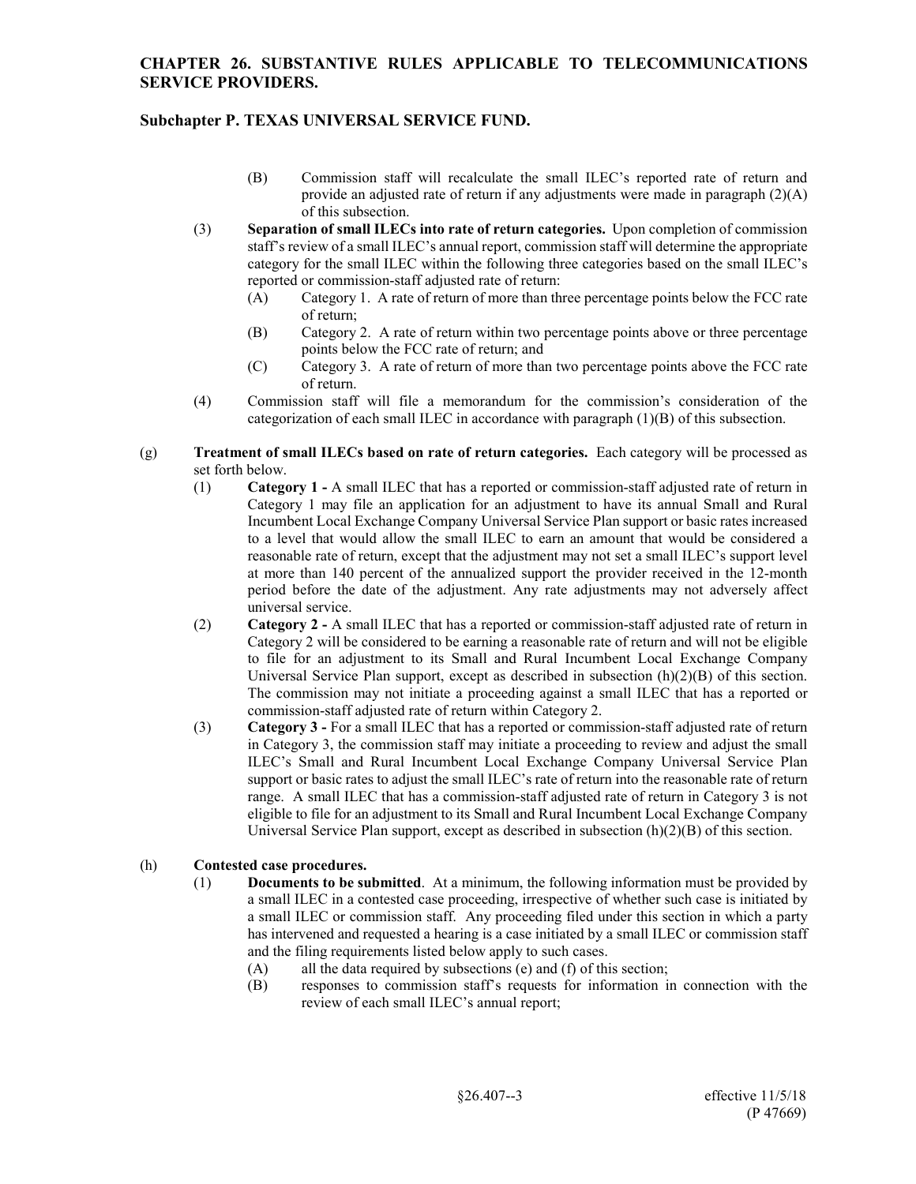(B) Commission staff will recalculate the small ILEC's reported rate of return and provide an adjusted rate of return if any adjustments were made in paragraph (2)(A) of this subsection.

(3) **Separation of small ILECs into rate of return categories.** Upon completion of commission staff's review of a small ILEC's annual report, commission staff will determine the appropriate category for the small ILEC within the following three categories based on the small ILEC's reported or commission-staff adjusted rate of return:

(A) Category 1. A rate of return of more than three percentage points below the FCC rate of return;

(B) Category 2. A rate of return within two percentage points above or three percentage points below the FCC rate of return; and

(C) Category 3. A rate of return of more than two percentage points above the FCC rate of return.

(4) Commission staff will file a memorandum for the commission's consideration of the categorization of each small ILEC in accordance with paragraph (1)(B) of this subsection.

(g) **Treatment of small ILECs based on rate of return categories.** Each category will be processed as set forth below.

(1) **Category 1 -** A small ILEC that has a reported or commission-staff adjusted rate of return in Category 1 may file an application for an adjustment to have its annual Small and Rural Incumbent Local Exchange Company Universal Service Plan support or basic rates increased to a level that would allow the small ILEC to earn an amount that would be considered a reasonable rate of return, except that the adjustment may not set a small ILEC's support level at more than 140 percent of the annualized support the provider received in the 12-month period before the date of the adjustment. Any rate adjustments may not adversely affect universal service.

(2) **Category 2 -** A small ILEC that has a reported or commission-staff adjusted rate of return in Category 2 will be considered to be earning a reasonable rate of return and will not be eligible to file for an adjustment to its Small and Rural Incumbent Local Exchange Company Universal Service Plan support, except as described in subsection (h)(2)(B) of this section. The commission may not initiate a proceeding against a small ILEC that has a reported or commission-staff adjusted rate of return within Category 2.

(3) **Category 3 -** For a small ILEC that has a reported or commission-staff adjusted rate of return in Category 3, the commission staff may initiate a proceeding to review and adjust the small ILEC's Small and Rural Incumbent Local Exchange Company Universal Service Plan support or basic rates to adjust the small ILEC's rate of return into the reasonable rate of return range. A small ILEC that has a commission-staff adjusted rate of return in Category 3 is not eligible to file for an adjustment to its Small and Rural Incumbent Local Exchange Company Universal Service Plan support, except as described in subsection (h)(2)(B) of this section.

(h) **Contested case procedures.**

(1) **Documents to be submitted**. At a minimum, the following information must be provided by a small ILEC in a contested case proceeding, irrespective of whether such case is initiated by a small ILEC or commission staff. Any proceeding filed under this section in which a party has intervened and requested a hearing is a case initiated by a small ILEC or commission staff and the filing requirements listed below apply to such cases.

(A) all the data required by subsections (e) and (f) of this section;

(B) responses to commission staff's requests for information in connection with the review of each small ILEC's annual report;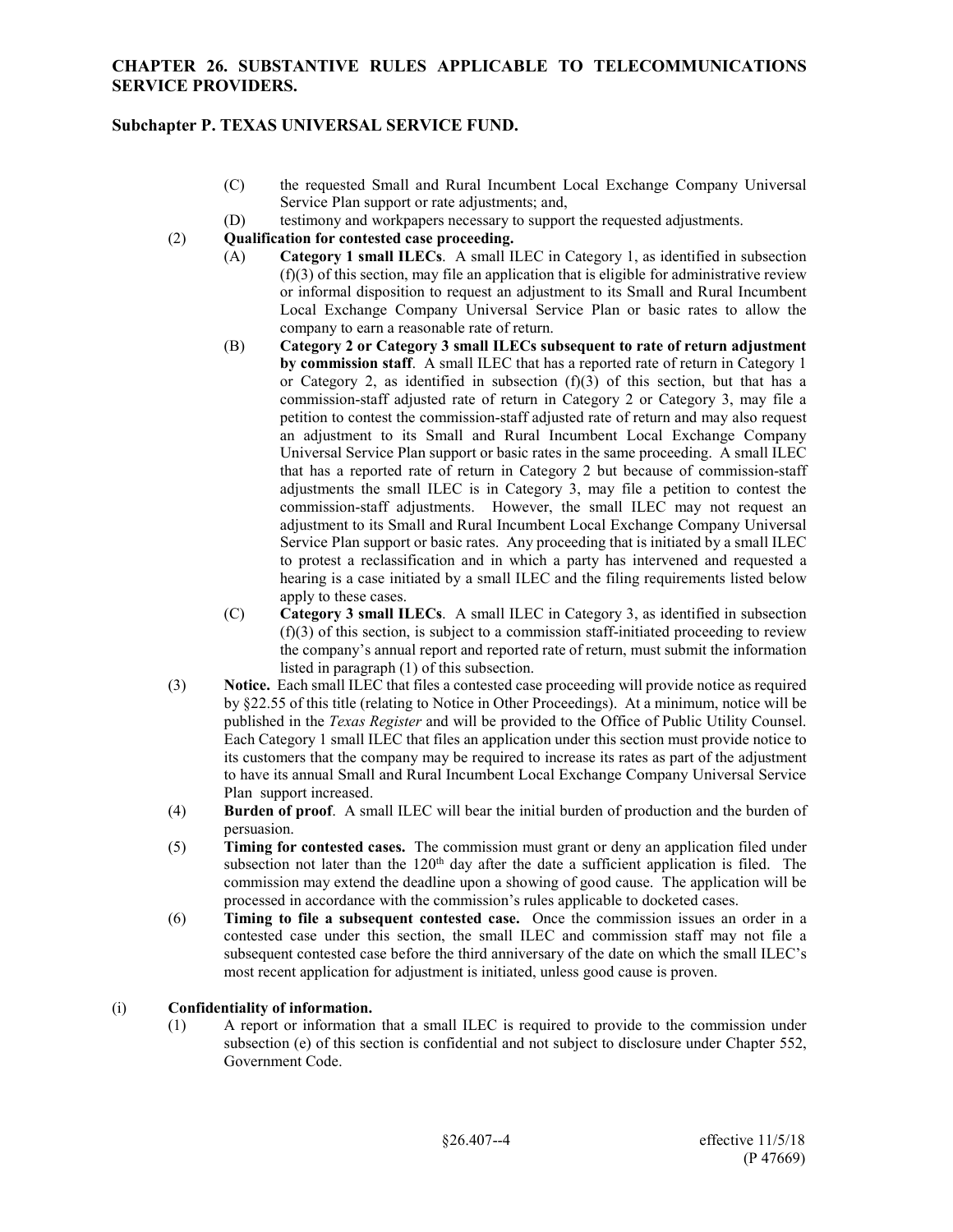(C) the requested Small and Rural Incumbent Local Exchange Company Universal Service Plan support or rate adjustments; and,

(D) testimony and workpapers necessary to support the requested adjustments.

(2) **Qualification for contested case proceeding.**

(A) **Category 1 small ILECs**. A small ILEC in Category 1, as identified in subsection (f)(3) of this section, may file an application that is eligible for administrative review or informal disposition to request an adjustment to its Small and Rural Incumbent Local Exchange Company Universal Service Plan or basic rates to allow the company to earn a reasonable rate of return.

(B) **Category 2 or Category 3 small ILECs subsequent to rate of return adjustment by commission staff**. A small ILEC that has a reported rate of return in Category 1 or Category 2, as identified in subsection (f)(3) of this section, but that has a commission-staff adjusted rate of return in Category 2 or Category 3, may file a petition to contest the commission-staff adjusted rate of return and may also request an adjustment to its Small and Rural Incumbent Local Exchange Company Universal Service Plan support or basic rates in the same proceeding. A small ILEC that has a reported rate of return in Category 2 but because of commission-staff adjustments the small ILEC is in Category 3, may file a petition to contest the commission-staff adjustments. However, the small ILEC may not request an adjustment to its Small and Rural Incumbent Local Exchange Company Universal Service Plan support or basic rates. Any proceeding that is initiated by a small ILEC to protest a reclassification and in which a party has intervened and requested a hearing is a case initiated by a small ILEC and the filing requirements listed below apply to these cases.

(C) **Category 3 small ILECs**. A small ILEC in Category 3, as identified in subsection (f)(3) of this section, is subject to a commission staff-initiated proceeding to review the company's annual report and reported rate of return, must submit the information listed in paragraph (1) of this subsection.

(3) **Notice.** Each small ILEC that files a contested case proceeding will provide notice as required by §22.55 of this title (relating to Notice in Other Proceedings). At a minimum, notice will be published in the *Texas Register* and will be provided to the Office of Public Utility Counsel. Each Category 1 small ILEC that files an application under this section must provide notice to its customers that the company may be required to increase its rates as part of the adjustment to have its annual Small and Rural Incumbent Local Exchange Company Universal Service Plan support increased.

(4) **Burden of proof**. A small ILEC will bear the initial burden of production and the burden of persuasion.

(5) **Timing for contested cases.** The commission must grant or deny an application filed under subsection not later than the 120th day after the date a sufficient application is filed. The commission may extend the deadline upon a showing of good cause. The application will be processed in accordance with the commission's rules applicable to docketed cases.

(6) **Timing to file a subsequent contested case.** Once the commission issues an order in a contested case under this section, the small ILEC and commission staff may not file a subsequent contested case before the third anniversary of the date on which the small ILEC's most recent application for adjustment is initiated, unless good cause is proven.

(i) **Confidentiality of information.**

(1) A report or information that a small ILEC is required to provide to the commission under subsection (e) of this section is confidential and not subject to disclosure under Chapter 552, Government Code.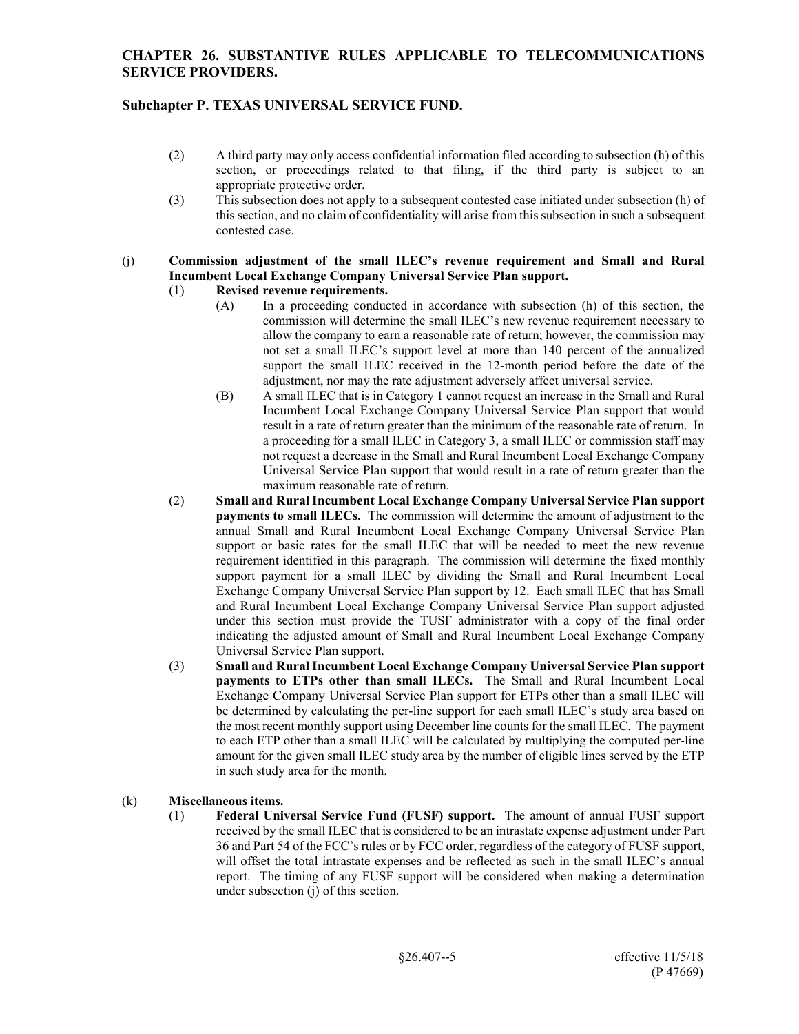(2) A third party may only access confidential information filed according to subsection (h) of this section, or proceedings related to that filing, if the third party is subject to an appropriate protective order.

(3) This subsection does not apply to a subsequent contested case initiated under subsection (h) of this section, and no claim of confidentiality will arise from this subsection in such a subsequent contested case.

(j) **Commission adjustment of the small ILEC's revenue requirement and Small and Rural Incumbent Local Exchange Company Universal Service Plan support.**

(1) **Revised revenue requirements.**

(A) In a proceeding conducted in accordance with subsection (h) of this section, the commission will determine the small ILEC's new revenue requirement necessary to allow the company to earn a reasonable rate of return; however, the commission may not set a small ILEC's support level at more than 140 percent of the annualized support the small ILEC received in the 12-month period before the date of the adjustment, nor may the rate adjustment adversely affect universal service.

(B) A small ILEC that is in Category 1 cannot request an increase in the Small and Rural Incumbent Local Exchange Company Universal Service Plan support that would result in a rate of return greater than the minimum of the reasonable rate of return. In a proceeding for a small ILEC in Category 3, a small ILEC or commission staff may not request a decrease in the Small and Rural Incumbent Local Exchange Company Universal Service Plan support that would result in a rate of return greater than the maximum reasonable rate of return.

(2) **Small and Rural Incumbent Local Exchange Company Universal Service Plan support payments to small ILECs.** The commission will determine the amount of adjustment to the annual Small and Rural Incumbent Local Exchange Company Universal Service Plan support or basic rates for the small ILEC that will be needed to meet the new revenue requirement identified in this paragraph. The commission will determine the fixed monthly support payment for a small ILEC by dividing the Small and Rural Incumbent Local Exchange Company Universal Service Plan support by 12. Each small ILEC that has Small and Rural Incumbent Local Exchange Company Universal Service Plan support adjusted under this section must provide the TUSF administrator with a copy of the final order indicating the adjusted amount of Small and Rural Incumbent Local Exchange Company Universal Service Plan support.

(3) **Small and Rural Incumbent Local Exchange Company Universal Service Plan support payments to ETPs other than small ILECs.** The Small and Rural Incumbent Local Exchange Company Universal Service Plan support for ETPs other than a small ILEC will be determined by calculating the per-line support for each small ILEC's study area based on the most recent monthly support using December line counts for the small ILEC. The payment to each ETP other than a small ILEC will be calculated by multiplying the computed per-line amount for the given small ILEC study area by the number of eligible lines served by the ETP in such study area for the month.

(k) **Miscellaneous items.**

(1) **Federal Universal Service Fund (FUSF) support.** The amount of annual FUSF support received by the small ILEC that is considered to be an intrastate expense adjustment under Part 36 and Part 54 of the FCC's rules or by FCC order, regardless of the category of FUSF support, will offset the total intrastate expenses and be reflected as such in the small ILEC's annual report. The timing of any FUSF support will be considered when making a determination under subsection (j) of this section.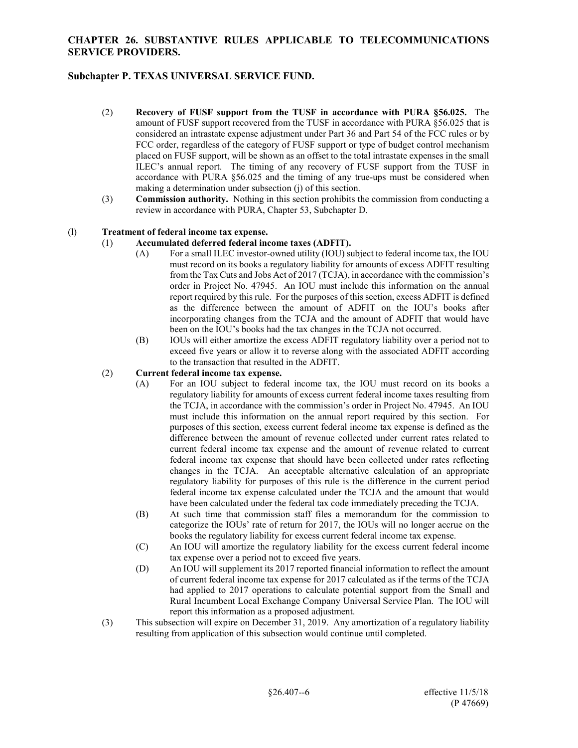(2) **Recovery of FUSF support from the TUSF in accordance with PURA §56.025.** The amount of FUSF support recovered from the TUSF in accordance with PURA §56.025 that is considered an intrastate expense adjustment under Part 36 and Part 54 of the FCC rules or by FCC order, regardless of the category of FUSF support or type of budget control mechanism placed on FUSF support, will be shown as an offset to the total intrastate expenses in the small ILEC's annual report. The timing of any recovery of FUSF support from the TUSF in accordance with PURA §56.025 and the timing of any true-ups must be considered when making a determination under subsection (j) of this section.

(3) **Commission authority.** Nothing in this section prohibits the commission from conducting a review in accordance with PURA, Chapter 53, Subchapter D.

(l) **Treatment of federal income tax expense.**

(1) **Accumulated deferred federal income taxes (ADFIT).**

(A) For a small ILEC investor-owned utility (IOU) subject to federal income tax, the IOU must record on its books a regulatory liability for amounts of excess ADFIT resulting from the Tax Cuts and Jobs Act of 2017 (TCJA), in accordance with the commission's order in Project No. 47945. An IOU must include this information on the annual report required by this rule. For the purposes of this section, excess ADFIT is defined as the difference between the amount of ADFIT on the IOU's books after incorporating changes from the TCJA and the amount of ADFIT that would have been on the IOU's books had the tax changes in the TCJA not occurred.

(B) IOUs will either amortize the excess ADFIT regulatory liability over a period not to exceed five years or allow it to reverse along with the associated ADFIT according to the transaction that resulted in the ADFIT.

(2) **Current federal income tax expense.**

(A) For an IOU subject to federal income tax, the IOU must record on its books a regulatory liability for amounts of excess current federal income taxes resulting from the TCJA, in accordance with the commission's order in Project No. 47945. An IOU must include this information on the annual report required by this section. For purposes of this section, excess current federal income tax expense is defined as the difference between the amount of revenue collected under current rates related to current federal income tax expense and the amount of revenue related to current federal income tax expense that should have been collected under rates reflecting changes in the TCJA. An acceptable alternative calculation of an appropriate regulatory liability for purposes of this rule is the difference in the current period federal income tax expense calculated under the TCJA and the amount that would have been calculated under the federal tax code immediately preceding the TCJA.

(B) At such time that commission staff files a memorandum for the commission to categorize the IOUs' rate of return for 2017, the IOUs will no longer accrue on the books the regulatory liability for excess current federal income tax expense.

(C) An IOU will amortize the regulatory liability for the excess current federal income tax expense over a period not to exceed five years.

(D) An IOU will supplement its 2017 reported financial information to reflect the amount of current federal income tax expense for 2017 calculated as if the terms of the TCJA had applied to 2017 operations to calculate potential support from the Small and Rural Incumbent Local Exchange Company Universal Service Plan. The IOU will report this information as a proposed adjustment.

(3) This subsection will expire on December 31, 2019. Any amortization of a regulatory liability resulting from application of this subsection would continue until completed.